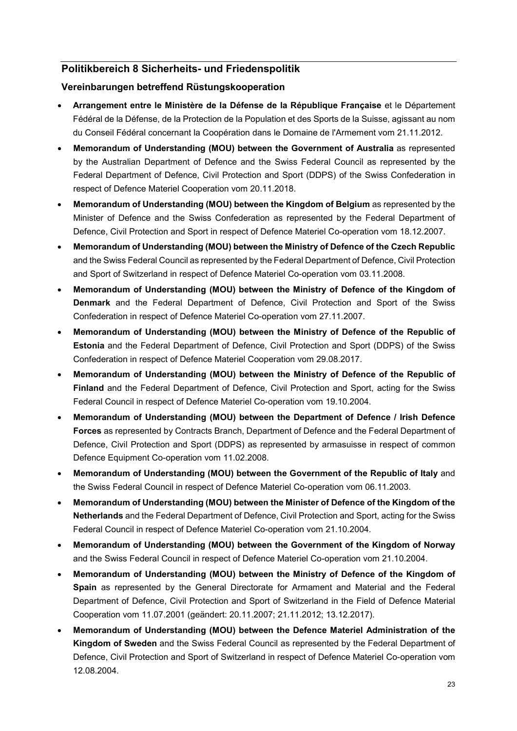## Politikbereich 8 Sicherheits- und Friedenspolitik

### Vereinbarungen betreffend Rüstungskooperation

- **Arrangement entre le Ministère de la Défense de la République Française** et le Département Fédéral de la Défense, de la Protection de la Population et des Sports de la Suisse, agissant au nom du Conseil Fédéral concernant la Coopération dans le Domaine de l'Armement vom 21.11.2012.
- **Memorandum of Understanding (MOU) between the Government of Australia** as represented by the Australian Department of Defence and the Swiss Federal Council as represented by the Federal Department of Defence, Civil Protection and Sport (DDPS) of the Swiss Confederation in respect of Defence Materiel Cooperation vom 20.11.2018.
- **Memorandum of Understanding (MOU) between the Kingdom of Belgium** as represented by the Minister of Defence and the Swiss Confederation as represented by the Federal Department of Defence, Civil Protection and Sport in respect of Defence Materiel Co-operation vom 18.12.2007.
- **Memorandum of Understanding (MOU) between the Ministry of Defence of the Czech Republic** and the Swiss Federal Council as represented by the Federal Department of Defence, Civil Protection and Sport of Switzerland in respect of Defence Materiel Co-operation vom 03.11.2008.
- **Memorandum of Understanding (MOU) between the Ministry of Defence of the Kingdom of Denmark** and the Federal Department of Defence, Civil Protection and Sport of the Swiss Confederation in respect of Defence Materiel Co-operation vom 27.11.2007.
- **Memorandum of Understanding (MOU) between the Ministry of Defence of the Republic of Estonia** and the Federal Department of Defence, Civil Protection and Sport (DDPS) of the Swiss Confederation in respect of Defence Materiel Cooperation vom 29.08.2017.
- **Memorandum of Understanding (MOU) between the Ministry of Defence of the Republic of Finland** and the Federal Department of Defence, Civil Protection and Sport, acting for the Swiss Federal Council in respect of Defence Materiel Co-operation vom 19.10.2004.
- **Memorandum of Understanding (MOU) between the Department of Defence / Irish Defence Forces** as represented by Contracts Branch, Department of Defence and the Federal Department of Defence, Civil Protection and Sport (DDPS) as represented by armasuisse in respect of common Defence Equipment Co-operation vom 11.02.2008.
- **Memorandum of Understanding (MOU) between the Government of the Republic of Italy** and the Swiss Federal Council in respect of Defence Materiel Co-operation vom 06.11.2003.
- **Memorandum of Understanding (MOU) between the Minister of Defence of the Kingdom of the Netherlands** and the Federal Department of Defence, Civil Protection and Sport, acting for the Swiss Federal Council in respect of Defence Materiel Co-operation vom 21.10.2004.
- **Memorandum of Understanding (MOU) between the Government of the Kingdom of Norway** and the Swiss Federal Council in respect of Defence Materiel Co-operation vom 21.10.2004.
- **Memorandum of Understanding (MOU) between the Ministry of Defence of the Kingdom of Spain** as represented by the General Directorate for Armament and Material and the Federal Department of Defence, Civil Protection and Sport of Switzerland in the Field of Defence Material Cooperation vom 11.07.2001 (geändert: 20.11.2007; 21.11.2012; 13.12.2017).
- **Memorandum of Understanding (MOU) between the Defence Materiel Administration of the Kingdom of Sweden** and the Swiss Federal Council as represented by the Federal Department of Defence, Civil Protection and Sport of Switzerland in respect of Defence Materiel Co-operation vom 12.08.2004.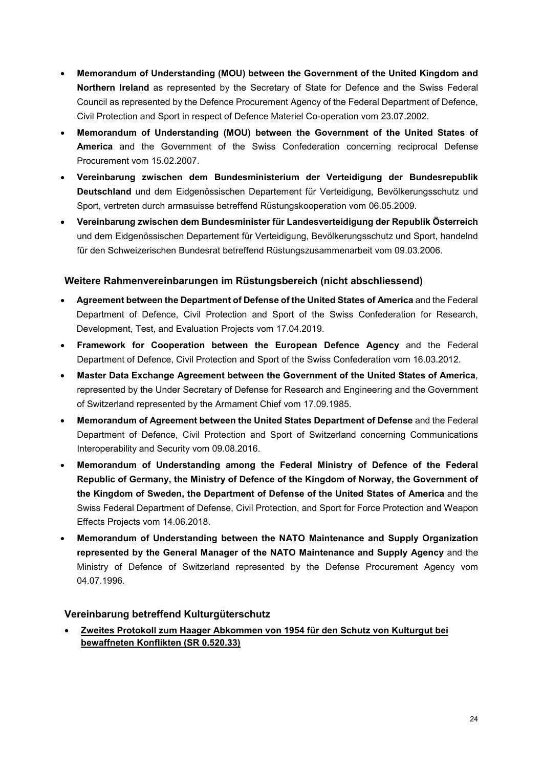- **Memorandum of Understanding (MOU) between the Government of the United Kingdom and Northern Ireland** as represented by the Secretary of State for Defence and the Swiss Federal Council as represented by the Defence Procurement Agency of the Federal Department of Defence, Civil Protection and Sport in respect of Defence Materiel Co-operation vom 23.07.2002.
- **Memorandum of Understanding (MOU) between the Government of the United States of America** and the Government of the Swiss Confederation concerning reciprocal Defense Procurement vom 15.02.2007.
- **Vereinbarung zwischen dem Bundesministerium der Verteidigung der Bundesrepublik Deutschland** und dem Eidgenössischen Departement für Verteidigung, Bevölkerungsschutz und Sport, vertreten durch armasuisse betreffend Rüstungskooperation vom 06.05.2009.
- **Vereinbarung zwischen dem Bundesminister für Landesverteidigung der Republik Österreich** und dem Eidgenössischen Departement für Verteidigung, Bevölkerungsschutz und Sport, handelnd für den Schweizerischen Bundesrat betreffend Rüstungszusammenarbeit vom 09.03.2006.

### Weitere Rahmenvereinbarungen im Rüstungsbereich (nicht abschliessend)

- **Agreement between the Department of Defense of the United States of America** and the Federal Department of Defence, Civil Protection and Sport of the Swiss Confederation for Research, Development, Test, and Evaluation Projects vom 17.04.2019.
- **Framework for Cooperation between the European Defence Agency** and the Federal Department of Defence, Civil Protection and Sport of the Swiss Confederation vom 16.03.2012.
- **Master Data Exchange Agreement between the Government of the United States of America**, represented by the Under Secretary of Defense for Research and Engineering and the Government of Switzerland represented by the Armament Chief vom 17.09.1985.
- **Memorandum of Agreement between the United States Department of Defense** and the Federal Department of Defence, Civil Protection and Sport of Switzerland concerning Communications Interoperability and Security vom 09.08.2016.
- **Memorandum of Understanding among the Federal Ministry of Defence of the Federal Republic of Germany, the Ministry of Defence of the Kingdom of Norway, the Government of the Kingdom of Sweden, the Department of Defense of the United States of America** and the Swiss Federal Department of Defense, Civil Protection, and Sport for Force Protection and Weapon Effects Projects vom 14.06.2018.
- **Memorandum of Understanding between the NATO Maintenance and Supply Organization represented by the General Manager of the NATO Maintenance and Supply Agency** and the Ministry of Defence of Switzerland represented by the Defense Procurement Agency vom 04.07.1996.

### Vereinbarung betreffend Kulturgüterschutz

- **Zweites Protokoll zum Haager Abkommen von 1954 für den Schutz von Kulturgut bei bewaffneten Konflikten (SR 0.520.33)**